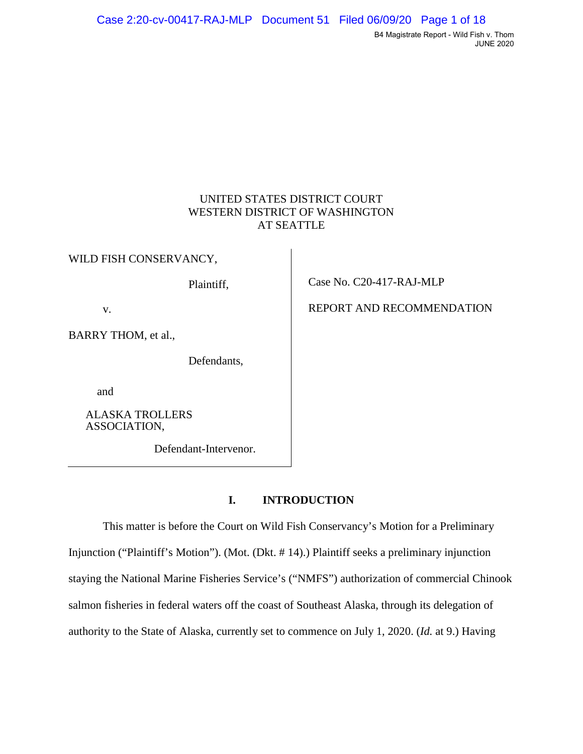UNITED STATES DISTRICT COURT
WESTERN DISTRICT OF WASHINGTON
AT SEATTLE

| | |
|---|---|
| WILD FISH CONSERVANCY, Plaintiff, v. BARRY THOM, et al., Defendants, and ALASKA TROLLERS ASSOCIATION, Defendant-Intervenor. | Case No. C20-417-RAJ-MLP REPORT AND RECOMMENDATION |

## I. INTRODUCTION

This matter is before the Court on Wild Fish Conservancy's Motion for a Preliminary Injunction ("Plaintiff's Motion"). (Mot. (Dkt. # 14).) Plaintiff seeks a preliminary injunction staying the National Marine Fisheries Service's ("NMFS") authorization of commercial Chinook salmon fisheries in federal waters off the coast of Southeast Alaska, through its delegation of authority to the State of Alaska, currently set to commence on July 1, 2020. (*Id.* at 9.) Having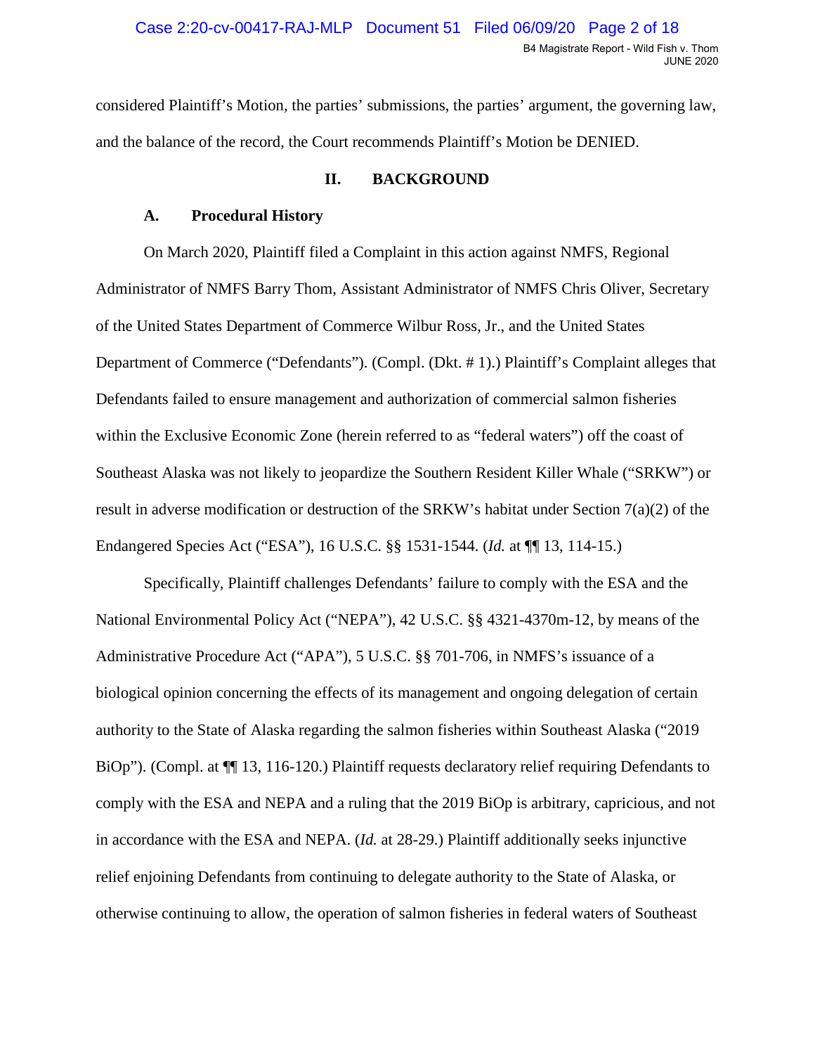considered Plaintiff's Motion, the parties' submissions, the parties' argument, the governing law, and the balance of the record, the Court recommends Plaintiff's Motion be DENIED.

## II. BACKGROUND

### A. Procedural History

On March 2020, Plaintiff filed a Complaint in this action against NMFS, Regional Administrator of NMFS Barry Thom, Assistant Administrator of NMFS Chris Oliver, Secretary of the United States Department of Commerce Wilbur Ross, Jr., and the United States Department of Commerce ("Defendants"). (Compl. (Dkt. # 1).) Plaintiff's Complaint alleges that Defendants failed to ensure management and authorization of commercial salmon fisheries within the Exclusive Economic Zone (herein referred to as "federal waters") off the coast of Southeast Alaska was not likely to jeopardize the Southern Resident Killer Whale ("SRKW") or result in adverse modification or destruction of the SRKW's habitat under Section 7(a)(2) of the Endangered Species Act ("ESA"), 16 U.S.C. §§ 1531-1544. (*Id.* at ¶¶ 13, 114-15.)

Specifically, Plaintiff challenges Defendants' failure to comply with the ESA and the National Environmental Policy Act ("NEPA"), 42 U.S.C. §§ 4321-4370m-12, by means of the Administrative Procedure Act ("APA"), 5 U.S.C. §§ 701-706, in NMFS's issuance of a biological opinion concerning the effects of its management and ongoing delegation of certain authority to the State of Alaska regarding the salmon fisheries within Southeast Alaska ("2019 BiOp"). (Compl. at ¶¶ 13, 116-120.) Plaintiff requests declaratory relief requiring Defendants to comply with the ESA and NEPA and a ruling that the 2019 BiOp is arbitrary, capricious, and not in accordance with the ESA and NEPA. (*Id.* at 28-29.) Plaintiff additionally seeks injunctive relief enjoining Defendants from continuing to delegate authority to the State of Alaska, or otherwise continuing to allow, the operation of salmon fisheries in federal waters of Southeast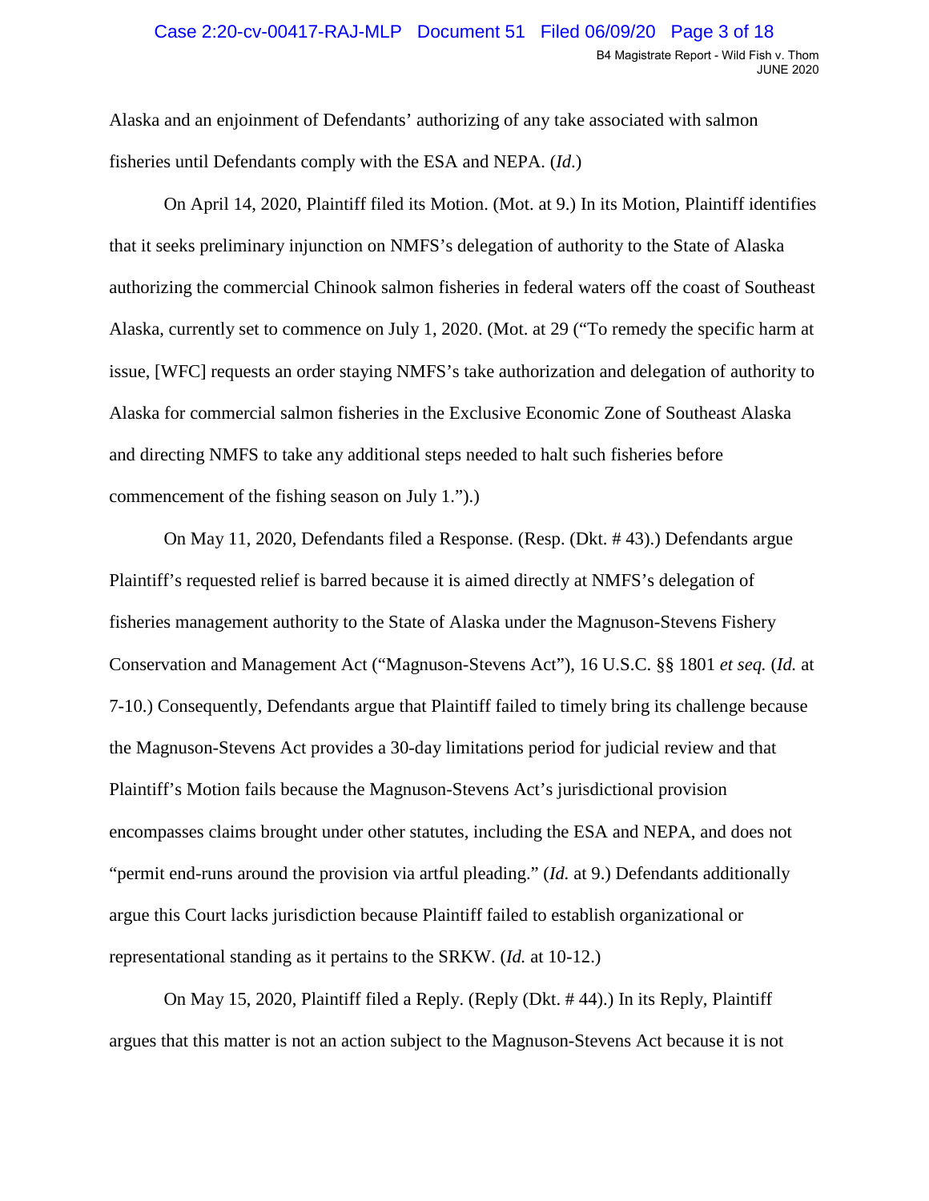Alaska and an enjoinment of Defendants' authorizing of any take associated with salmon fisheries until Defendants comply with the ESA and NEPA. (*Id*.)

On April 14, 2020, Plaintiff filed its Motion. (Mot. at 9.) In its Motion, Plaintiff identifies that it seeks preliminary injunction on NMFS's delegation of authority to the State of Alaska authorizing the commercial Chinook salmon fisheries in federal waters off the coast of Southeast Alaska, currently set to commence on July 1, 2020. (Mot. at 29 ("To remedy the specific harm at issue, [WFC] requests an order staying NMFS's take authorization and delegation of authority to Alaska for commercial salmon fisheries in the Exclusive Economic Zone of Southeast Alaska and directing NMFS to take any additional steps needed to halt such fisheries before commencement of the fishing season on July 1.").)

On May 11, 2020, Defendants filed a Response. (Resp. (Dkt. # 43).) Defendants argue Plaintiff's requested relief is barred because it is aimed directly at NMFS's delegation of fisheries management authority to the State of Alaska under the Magnuson-Stevens Fishery Conservation and Management Act ("Magnuson-Stevens Act"), 16 U.S.C. §§ 1801 *et seq.* (*Id.* at 7-10.) Consequently, Defendants argue that Plaintiff failed to timely bring its challenge because the Magnuson-Stevens Act provides a 30-day limitations period for judicial review and that Plaintiff's Motion fails because the Magnuson-Stevens Act's jurisdictional provision encompasses claims brought under other statutes, including the ESA and NEPA, and does not "permit end-runs around the provision via artful pleading." (*Id.* at 9.) Defendants additionally argue this Court lacks jurisdiction because Plaintiff failed to establish organizational or representational standing as it pertains to the SRKW. (*Id.* at 10-12.)

On May 15, 2020, Plaintiff filed a Reply. (Reply (Dkt. # 44).) In its Reply, Plaintiff argues that this matter is not an action subject to the Magnuson-Stevens Act because it is not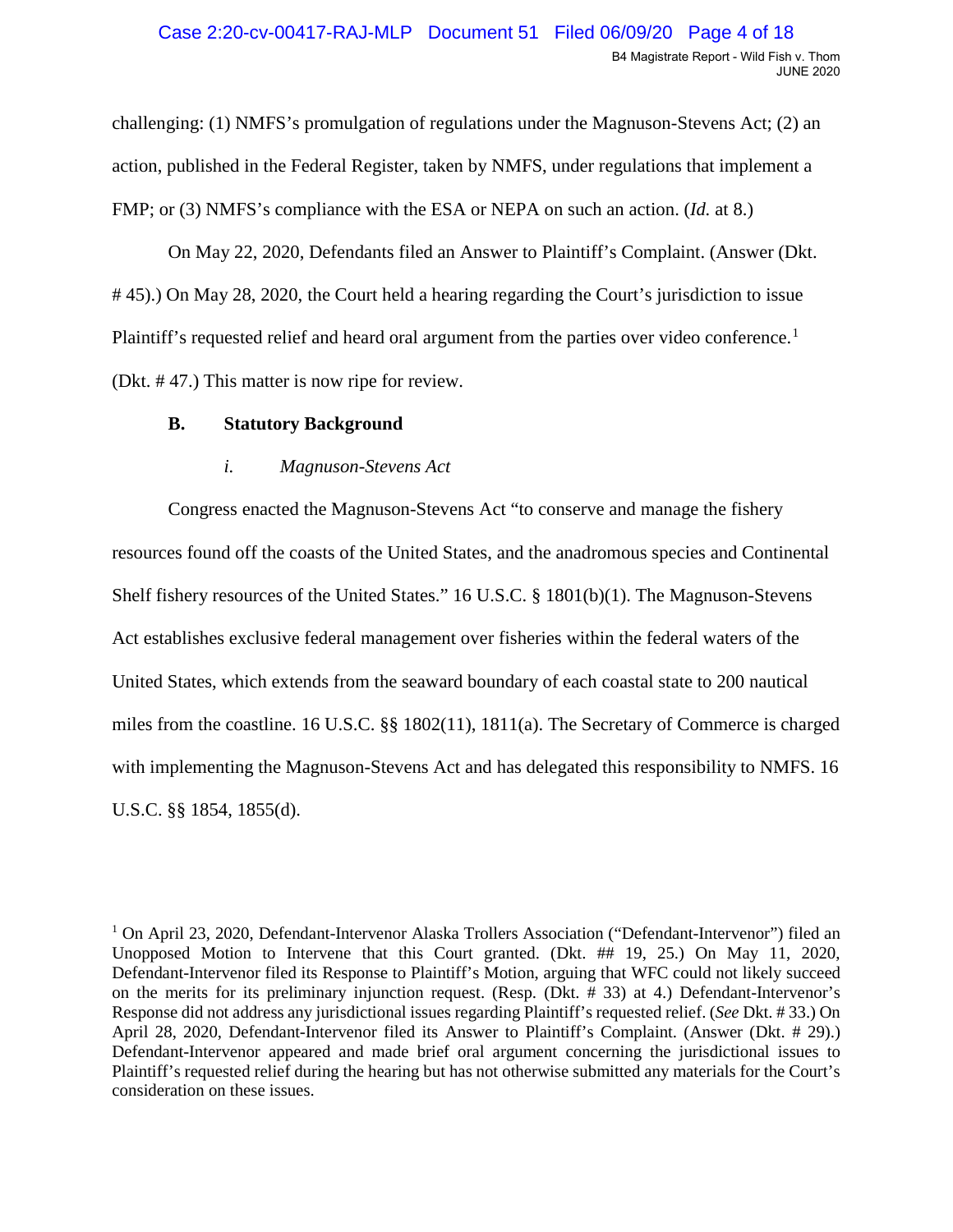challenging: (1) NMFS's promulgation of regulations under the Magnuson-Stevens Act; (2) an action, published in the Federal Register, taken by NMFS, under regulations that implement a FMP; or (3) NMFS's compliance with the ESA or NEPA on such an action. (*Id.* at 8.)

On May 22, 2020, Defendants filed an Answer to Plaintiff's Complaint. (Answer (Dkt. # 45).) On May 28, 2020, the Court held a hearing regarding the Court's jurisdiction to issue Plaintiff's requested relief and heard oral argument from the parties over video conference.[1] (Dkt. # 47.) This matter is now ripe for review.

### B. Statutory Background

#### *i. Magnuson-Stevens Act*

Congress enacted the Magnuson-Stevens Act "to conserve and manage the fishery resources found off the coasts of the United States, and the anadromous species and Continental Shelf fishery resources of the United States." 16 U.S.C. § 1801(b)(1). The Magnuson-Stevens Act establishes exclusive federal management over fisheries within the federal waters of the United States, which extends from the seaward boundary of each coastal state to 200 nautical miles from the coastline. 16 U.S.C. §§ 1802(11), 1811(a). The Secretary of Commerce is charged with implementing the Magnuson-Stevens Act and has delegated this responsibility to NMFS. 16 U.S.C. §§ 1854, 1855(d).

---

[1] On April 23, 2020, Defendant-Intervenor Alaska Trollers Association ("Defendant-Intervenor") filed an Unopposed Motion to Intervene that this Court granted. (Dkt. ## 19, 25.) On May 11, 2020, Defendant-Intervenor filed its Response to Plaintiff's Motion, arguing that WFC could not likely succeed on the merits for its preliminary injunction request. (Resp. (Dkt. # 33) at 4.) Defendant-Intervenor's Response did not address any jurisdictional issues regarding Plaintiff's requested relief. (*See* Dkt. # 33.) On April 28, 2020, Defendant-Intervenor filed its Answer to Plaintiff's Complaint. (Answer (Dkt. # 29).) Defendant-Intervenor appeared and made brief oral argument concerning the jurisdictional issues to Plaintiff's requested relief during the hearing but has not otherwise submitted any materials for the Court's consideration on these issues.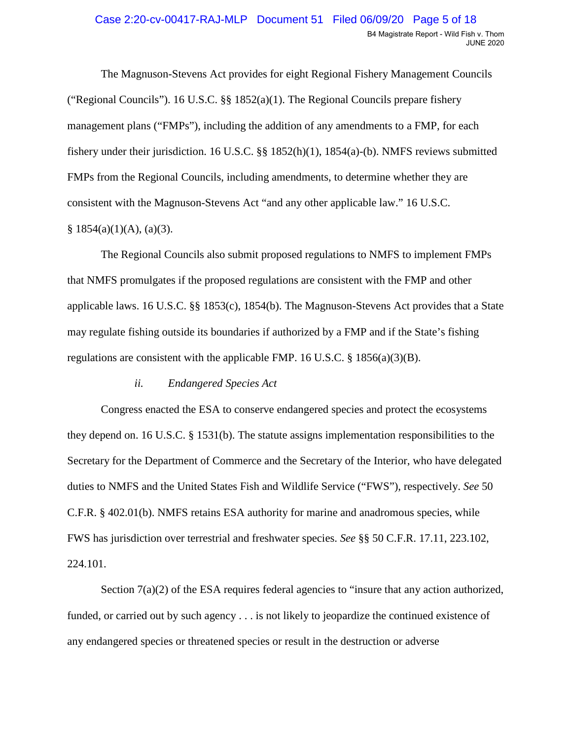The Magnuson-Stevens Act provides for eight Regional Fishery Management Councils ("Regional Councils"). 16 U.S.C. §§ 1852(a)(1). The Regional Councils prepare fishery management plans ("FMPs"), including the addition of any amendments to a FMP, for each fishery under their jurisdiction. 16 U.S.C. §§ 1852(h)(1), 1854(a)-(b). NMFS reviews submitted FMPs from the Regional Councils, including amendments, to determine whether they are consistent with the Magnuson-Stevens Act "and any other applicable law." 16 U.S.C. § 1854(a)(1)(A), (a)(3).

The Regional Councils also submit proposed regulations to NMFS to implement FMPs that NMFS promulgates if the proposed regulations are consistent with the FMP and other applicable laws. 16 U.S.C. §§ 1853(c), 1854(b). The Magnuson-Stevens Act provides that a State may regulate fishing outside its boundaries if authorized by a FMP and if the State's fishing regulations are consistent with the applicable FMP. 16 U.S.C. § 1856(a)(3)(B).

*ii. Endangered Species Act*

Congress enacted the ESA to conserve endangered species and protect the ecosystems they depend on. 16 U.S.C. § 1531(b). The statute assigns implementation responsibilities to the Secretary for the Department of Commerce and the Secretary of the Interior, who have delegated duties to NMFS and the United States Fish and Wildlife Service ("FWS"), respectively. *See* 50 C.F.R. § 402.01(b). NMFS retains ESA authority for marine and anadromous species, while FWS has jurisdiction over terrestrial and freshwater species. *See* §§ 50 C.F.R. 17.11, 223.102, 224.101.

Section 7(a)(2) of the ESA requires federal agencies to "insure that any action authorized, funded, or carried out by such agency . . . is not likely to jeopardize the continued existence of any endangered species or threatened species or result in the destruction or adverse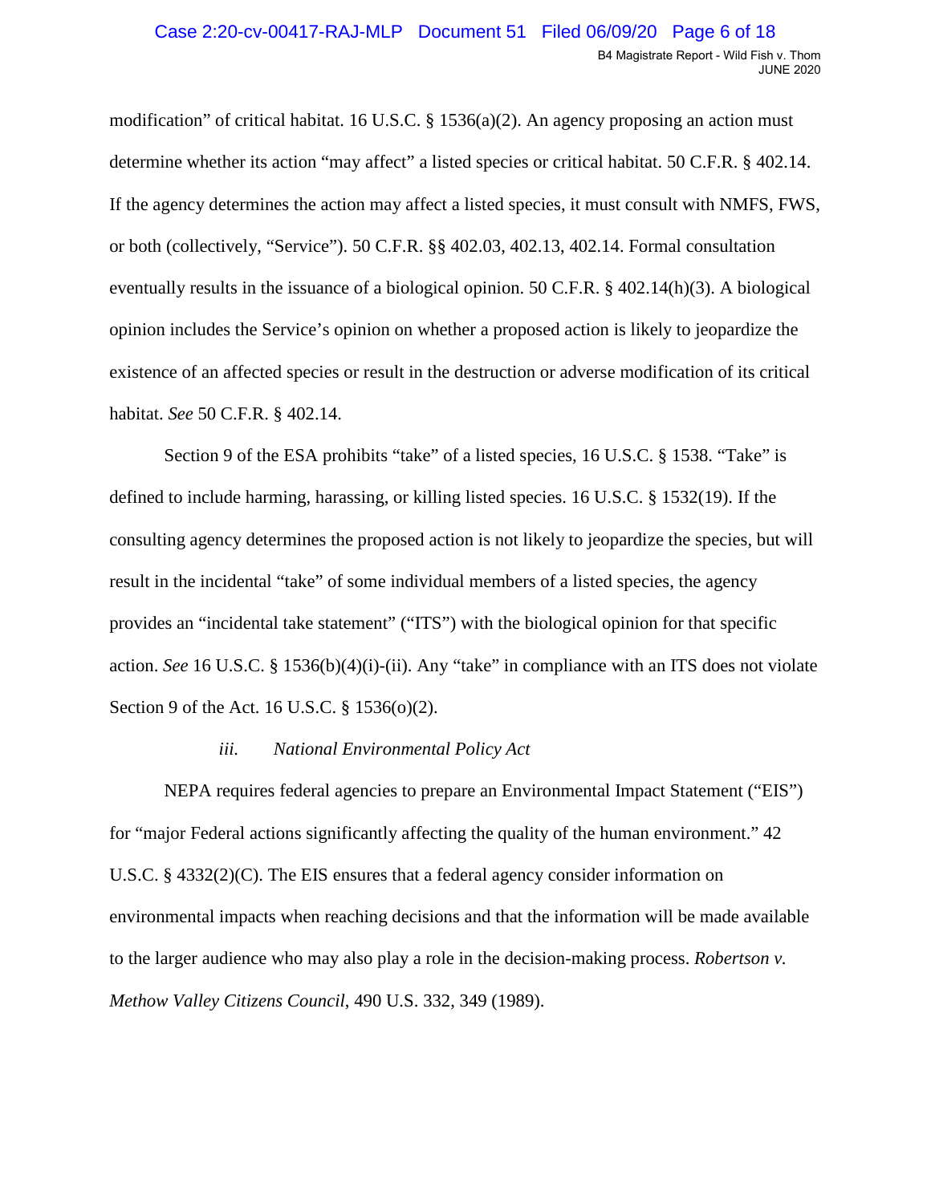modification" of critical habitat. 16 U.S.C. § 1536(a)(2). An agency proposing an action must determine whether its action "may affect" a listed species or critical habitat. 50 C.F.R. § 402.14. If the agency determines the action may affect a listed species, it must consult with NMFS, FWS, or both (collectively, "Service"). 50 C.F.R. §§ 402.03, 402.13, 402.14. Formal consultation eventually results in the issuance of a biological opinion. 50 C.F.R. § 402.14(h)(3). A biological opinion includes the Service's opinion on whether a proposed action is likely to jeopardize the existence of an affected species or result in the destruction or adverse modification of its critical habitat. *See* 50 C.F.R. § 402.14.

Section 9 of the ESA prohibits "take" of a listed species, 16 U.S.C. § 1538. "Take" is defined to include harming, harassing, or killing listed species. 16 U.S.C. § 1532(19). If the consulting agency determines the proposed action is not likely to jeopardize the species, but will result in the incidental "take" of some individual members of a listed species, the agency provides an "incidental take statement" ("ITS") with the biological opinion for that specific action. *See* 16 U.S.C. § 1536(b)(4)(i)-(ii). Any "take" in compliance with an ITS does not violate Section 9 of the Act. 16 U.S.C. § 1536(o)(2).

### *iii. National Environmental Policy Act*

NEPA requires federal agencies to prepare an Environmental Impact Statement ("EIS") for "major Federal actions significantly affecting the quality of the human environment." 42 U.S.C. § 4332(2)(C). The EIS ensures that a federal agency consider information on environmental impacts when reaching decisions and that the information will be made available to the larger audience who may also play a role in the decision-making process. *Robertson v. Methow Valley Citizens Council*, 490 U.S. 332, 349 (1989).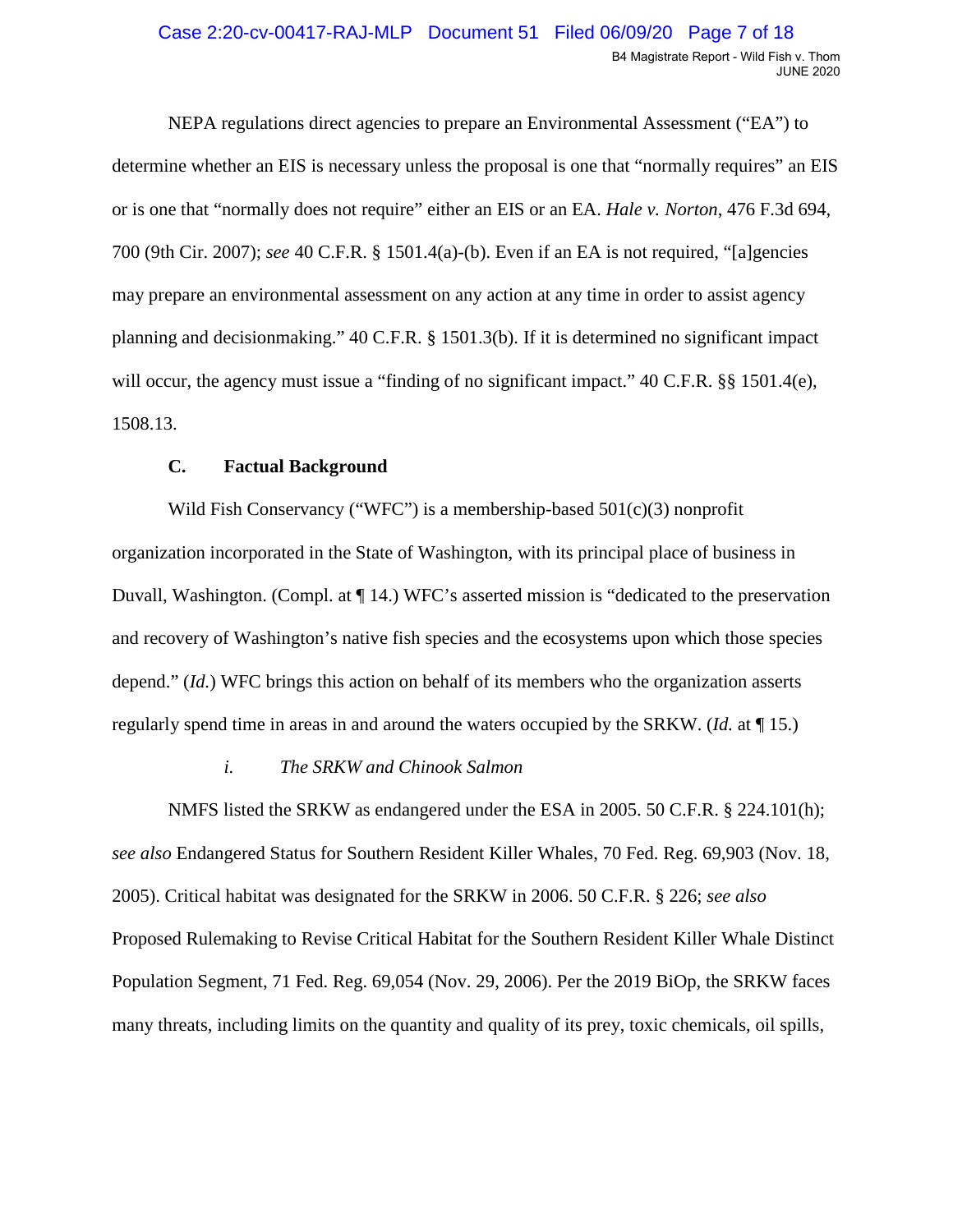NEPA regulations direct agencies to prepare an Environmental Assessment ("EA") to determine whether an EIS is necessary unless the proposal is one that "normally requires" an EIS or is one that "normally does not require" either an EIS or an EA. *Hale v. Norton*, 476 F.3d 694, 700 (9th Cir. 2007); *see* 40 C.F.R. § 1501.4(a)-(b). Even if an EA is not required, "[a]gencies may prepare an environmental assessment on any action at any time in order to assist agency planning and decisionmaking." 40 C.F.R. § 1501.3(b). If it is determined no significant impact will occur, the agency must issue a "finding of no significant impact." 40 C.F.R. §§ 1501.4(e), 1508.13.

### C. Factual Background

Wild Fish Conservancy ("WFC") is a membership-based 501(c)(3) nonprofit organization incorporated in the State of Washington, with its principal place of business in Duvall, Washington. (Compl. at ¶ 14.) WFC's asserted mission is "dedicated to the preservation and recovery of Washington's native fish species and the ecosystems upon which those species depend." (*Id.*) WFC brings this action on behalf of its members who the organization asserts regularly spend time in areas in and around the waters occupied by the SRKW. (*Id.* at ¶ 15.)

#### *i. The SRKW and Chinook Salmon*

NMFS listed the SRKW as endangered under the ESA in 2005. 50 C.F.R. § 224.101(h); *see also* Endangered Status for Southern Resident Killer Whales, 70 Fed. Reg. 69,903 (Nov. 18, 2005). Critical habitat was designated for the SRKW in 2006. 50 C.F.R. § 226; *see also* Proposed Rulemaking to Revise Critical Habitat for the Southern Resident Killer Whale Distinct Population Segment, 71 Fed. Reg. 69,054 (Nov. 29, 2006). Per the 2019 BiOp, the SRKW faces many threats, including limits on the quantity and quality of its prey, toxic chemicals, oil spills,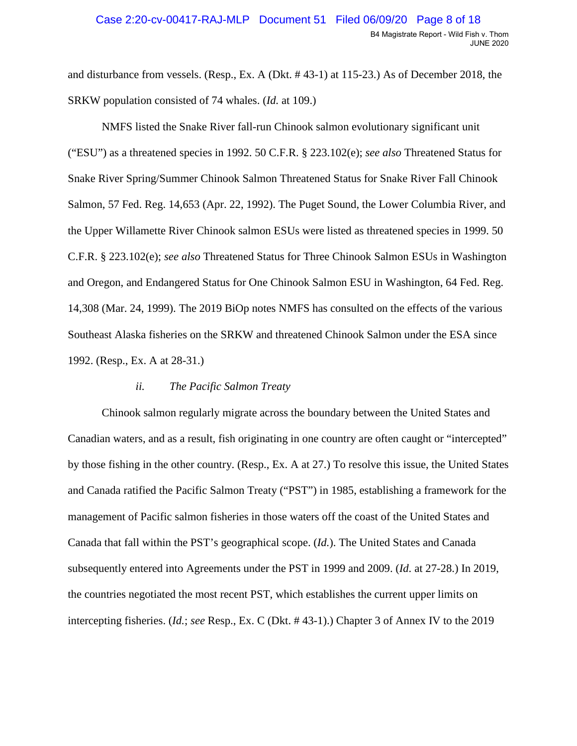and disturbance from vessels. (Resp., Ex. A (Dkt. # 43-1) at 115-23.) As of December 2018, the SRKW population consisted of 74 whales. (*Id.* at 109.)

NMFS listed the Snake River fall-run Chinook salmon evolutionary significant unit ("ESU") as a threatened species in 1992. 50 C.F.R. § 223.102(e); *see also* Threatened Status for Snake River Spring/Summer Chinook Salmon Threatened Status for Snake River Fall Chinook Salmon, 57 Fed. Reg. 14,653 (Apr. 22, 1992). The Puget Sound, the Lower Columbia River, and the Upper Willamette River Chinook salmon ESUs were listed as threatened species in 1999. 50 C.F.R. § 223.102(e); *see also* Threatened Status for Three Chinook Salmon ESUs in Washington and Oregon, and Endangered Status for One Chinook Salmon ESU in Washington, 64 Fed. Reg. 14,308 (Mar. 24, 1999). The 2019 BiOp notes NMFS has consulted on the effects of the various Southeast Alaska fisheries on the SRKW and threatened Chinook Salmon under the ESA since 1992. (Resp., Ex. A at 28-31.)

*ii. The Pacific Salmon Treaty*

Chinook salmon regularly migrate across the boundary between the United States and Canadian waters, and as a result, fish originating in one country are often caught or "intercepted" by those fishing in the other country. (Resp., Ex. A at 27.) To resolve this issue, the United States and Canada ratified the Pacific Salmon Treaty ("PST") in 1985, establishing a framework for the management of Pacific salmon fisheries in those waters off the coast of the United States and Canada that fall within the PST's geographical scope. (*Id.*). The United States and Canada subsequently entered into Agreements under the PST in 1999 and 2009. (*Id.* at 27-28.) In 2019, the countries negotiated the most recent PST, which establishes the current upper limits on intercepting fisheries. (*Id.*; *see* Resp., Ex. C (Dkt. # 43-1).) Chapter 3 of Annex IV to the 2019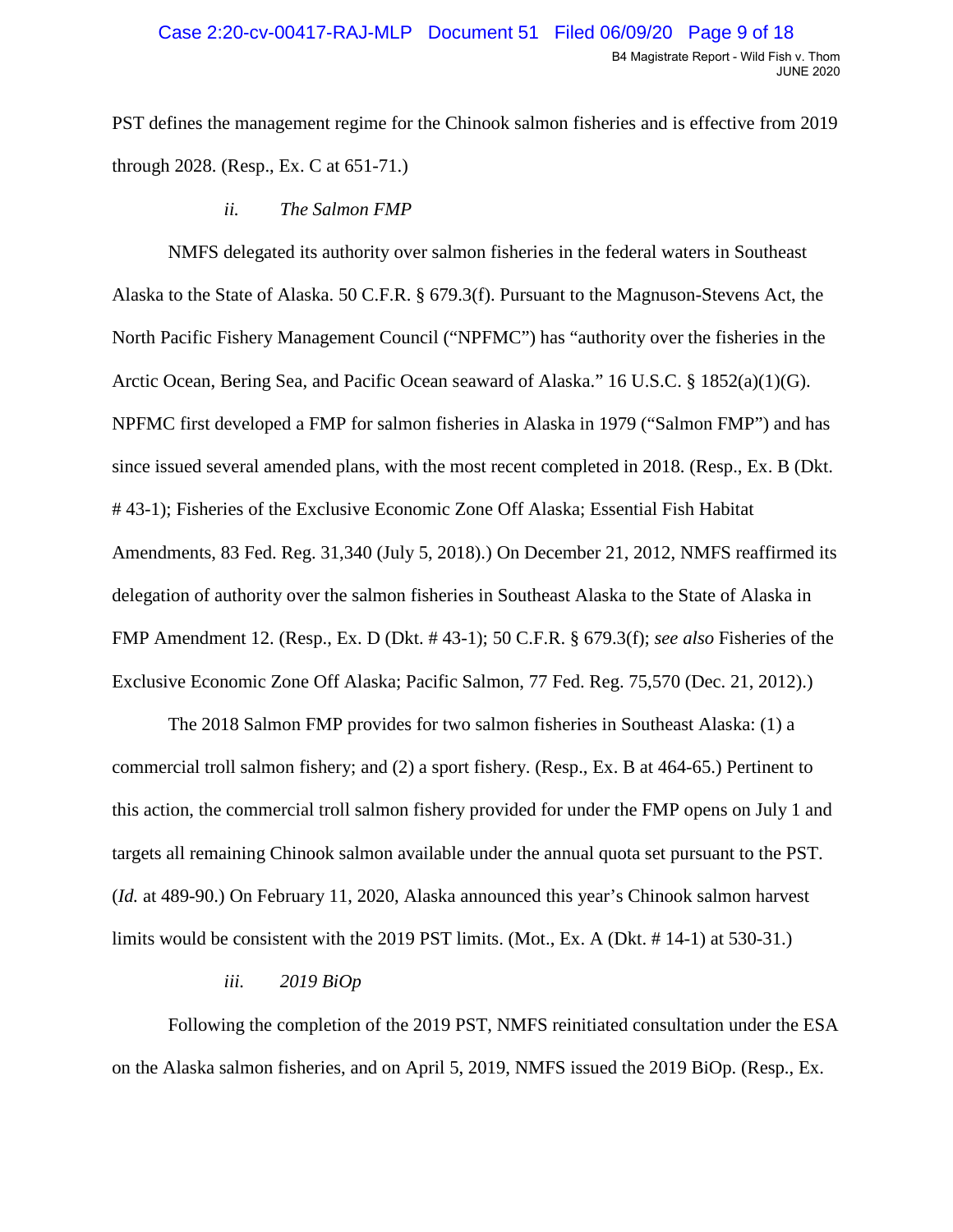PST defines the management regime for the Chinook salmon fisheries and is effective from 2019 through 2028. (Resp., Ex. C at 651-71.)

*ii. The Salmon FMP*

NMFS delegated its authority over salmon fisheries in the federal waters in Southeast Alaska to the State of Alaska. 50 C.F.R. § 679.3(f). Pursuant to the Magnuson-Stevens Act, the North Pacific Fishery Management Council ("NPFMC") has "authority over the fisheries in the Arctic Ocean, Bering Sea, and Pacific Ocean seaward of Alaska." 16 U.S.C. § 1852(a)(1)(G). NPFMC first developed a FMP for salmon fisheries in Alaska in 1979 ("Salmon FMP") and has since issued several amended plans, with the most recent completed in 2018. (Resp., Ex. B (Dkt. # 43-1); Fisheries of the Exclusive Economic Zone Off Alaska; Essential Fish Habitat Amendments, 83 Fed. Reg. 31,340 (July 5, 2018).) On December 21, 2012, NMFS reaffirmed its delegation of authority over the salmon fisheries in Southeast Alaska to the State of Alaska in FMP Amendment 12. (Resp., Ex. D (Dkt. # 43-1); 50 C.F.R. § 679.3(f); *see also* Fisheries of the Exclusive Economic Zone Off Alaska; Pacific Salmon, 77 Fed. Reg. 75,570 (Dec. 21, 2012).)

The 2018 Salmon FMP provides for two salmon fisheries in Southeast Alaska: (1) a commercial troll salmon fishery; and (2) a sport fishery. (Resp., Ex. B at 464-65.) Pertinent to this action, the commercial troll salmon fishery provided for under the FMP opens on July 1 and targets all remaining Chinook salmon available under the annual quota set pursuant to the PST. (*Id.* at 489-90.) On February 11, 2020, Alaska announced this year's Chinook salmon harvest limits would be consistent with the 2019 PST limits. (Mot., Ex. A (Dkt. # 14-1) at 530-31.)

*iii. 2019 BiOp*

Following the completion of the 2019 PST, NMFS reinitiated consultation under the ESA on the Alaska salmon fisheries, and on April 5, 2019, NMFS issued the 2019 BiOp. (Resp., Ex.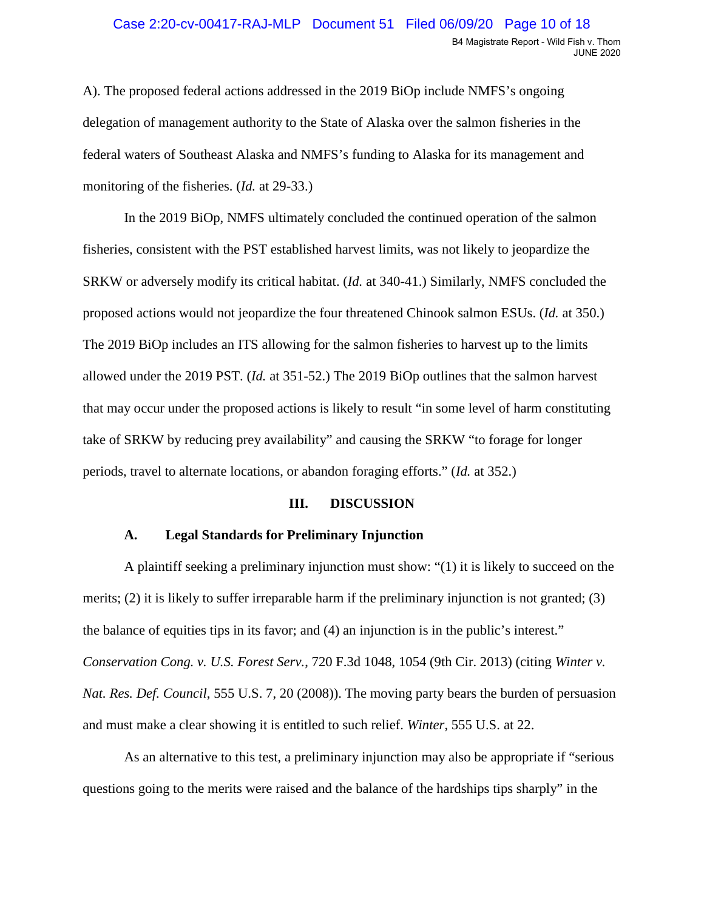A). The proposed federal actions addressed in the 2019 BiOp include NMFS's ongoing delegation of management authority to the State of Alaska over the salmon fisheries in the federal waters of Southeast Alaska and NMFS's funding to Alaska for its management and monitoring of the fisheries. (*Id.* at 29-33.)

In the 2019 BiOp, NMFS ultimately concluded the continued operation of the salmon fisheries, consistent with the PST established harvest limits, was not likely to jeopardize the SRKW or adversely modify its critical habitat. (*Id.* at 340-41.) Similarly, NMFS concluded the proposed actions would not jeopardize the four threatened Chinook salmon ESUs. (*Id.* at 350.) The 2019 BiOp includes an ITS allowing for the salmon fisheries to harvest up to the limits allowed under the 2019 PST. (*Id.* at 351-52.) The 2019 BiOp outlines that the salmon harvest that may occur under the proposed actions is likely to result "in some level of harm constituting take of SRKW by reducing prey availability" and causing the SRKW "to forage for longer periods, travel to alternate locations, or abandon foraging efforts." (*Id.* at 352.)

## III. DISCUSSION

### A. Legal Standards for Preliminary Injunction

A plaintiff seeking a preliminary injunction must show: "(1) it is likely to succeed on the merits; (2) it is likely to suffer irreparable harm if the preliminary injunction is not granted; (3) the balance of equities tips in its favor; and (4) an injunction is in the public's interest." *Conservation Cong. v. U.S. Forest Serv.*, 720 F.3d 1048, 1054 (9th Cir. 2013) (citing *Winter v. Nat. Res. Def. Council*, 555 U.S. 7, 20 (2008)). The moving party bears the burden of persuasion and must make a clear showing it is entitled to such relief. *Winter*, 555 U.S. at 22.

As an alternative to this test, a preliminary injunction may also be appropriate if "serious questions going to the merits were raised and the balance of the hardships tips sharply" in the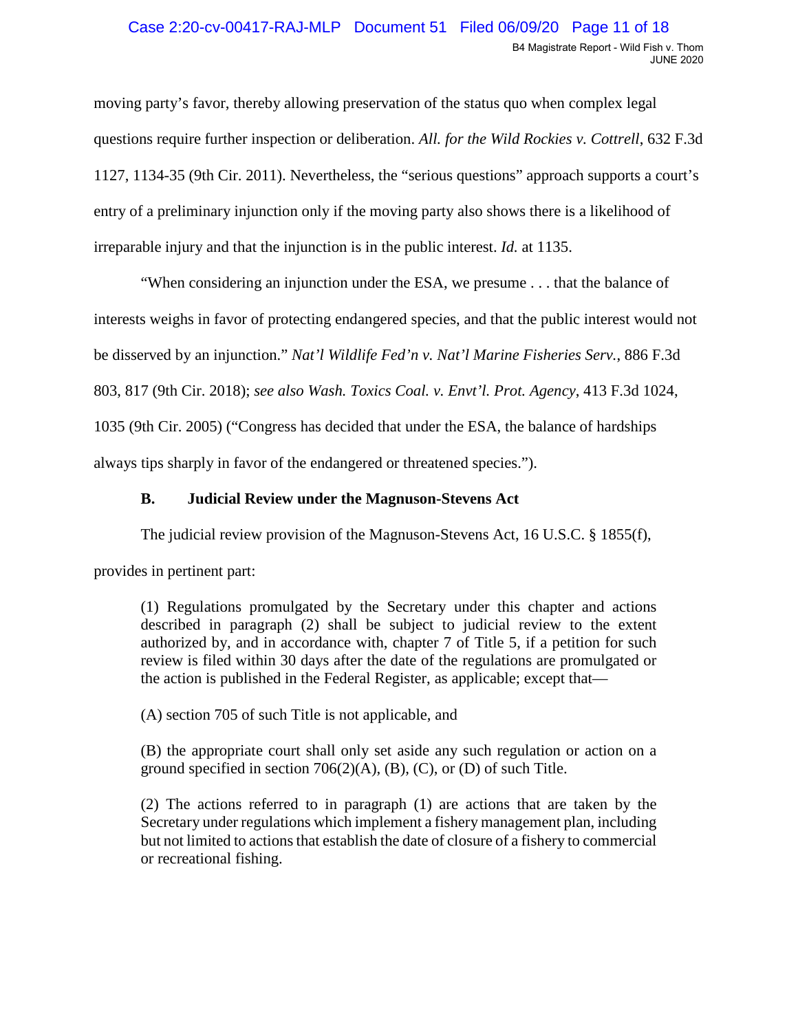moving party's favor, thereby allowing preservation of the status quo when complex legal questions require further inspection or deliberation. *All. for the Wild Rockies v. Cottrell*, 632 F.3d 1127, 1134-35 (9th Cir. 2011). Nevertheless, the "serious questions" approach supports a court's entry of a preliminary injunction only if the moving party also shows there is a likelihood of irreparable injury and that the injunction is in the public interest. *Id.* at 1135.

"When considering an injunction under the ESA, we presume . . . that the balance of interests weighs in favor of protecting endangered species, and that the public interest would not be disserved by an injunction." *Nat'l Wildlife Fed'n v. Nat'l Marine Fisheries Serv.*, 886 F.3d 803, 817 (9th Cir. 2018); *see also Wash. Toxics Coal. v. Envt'l. Prot. Agency*, 413 F.3d 1024, 1035 (9th Cir. 2005) ("Congress has decided that under the ESA, the balance of hardships always tips sharply in favor of the endangered or threatened species.").

**B. Judicial Review under the Magnuson-Stevens Act**

The judicial review provision of the Magnuson-Stevens Act, 16 U.S.C. § 1855(f), provides in pertinent part:

> (1) Regulations promulgated by the Secretary under this chapter and actions described in paragraph (2) shall be subject to judicial review to the extent authorized by, and in accordance with, chapter 7 of Title 5, if a petition for such review is filed within 30 days after the date of the regulations are promulgated or the action is published in the Federal Register, as applicable; except that—
>
> (A) section 705 of such Title is not applicable, and
>
> (B) the appropriate court shall only set aside any such regulation or action on a ground specified in section 706(2)(A), (B), (C), or (D) of such Title.
>
> (2) The actions referred to in paragraph (1) are actions that are taken by the Secretary under regulations which implement a fishery management plan, including but not limited to actions that establish the date of closure of a fishery to commercial or recreational fishing.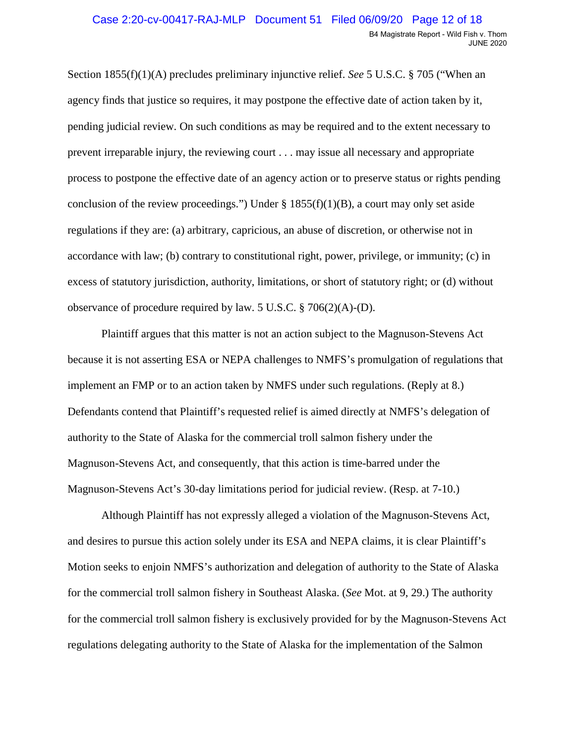Section 1855(f)(1)(A) precludes preliminary injunctive relief. *See* 5 U.S.C. § 705 ("When an agency finds that justice so requires, it may postpone the effective date of action taken by it, pending judicial review. On such conditions as may be required and to the extent necessary to prevent irreparable injury, the reviewing court . . . may issue all necessary and appropriate process to postpone the effective date of an agency action or to preserve status or rights pending conclusion of the review proceedings.") Under § 1855(f)(1)(B), a court may only set aside regulations if they are: (a) arbitrary, capricious, an abuse of discretion, or otherwise not in accordance with law; (b) contrary to constitutional right, power, privilege, or immunity; (c) in excess of statutory jurisdiction, authority, limitations, or short of statutory right; or (d) without observance of procedure required by law. 5 U.S.C. § 706(2)(A)-(D).

Plaintiff argues that this matter is not an action subject to the Magnuson-Stevens Act because it is not asserting ESA or NEPA challenges to NMFS's promulgation of regulations that implement an FMP or to an action taken by NMFS under such regulations. (Reply at 8.) Defendants contend that Plaintiff's requested relief is aimed directly at NMFS's delegation of authority to the State of Alaska for the commercial troll salmon fishery under the Magnuson-Stevens Act, and consequently, that this action is time-barred under the Magnuson-Stevens Act's 30-day limitations period for judicial review. (Resp. at 7-10.)

Although Plaintiff has not expressly alleged a violation of the Magnuson-Stevens Act, and desires to pursue this action solely under its ESA and NEPA claims, it is clear Plaintiff's Motion seeks to enjoin NMFS's authorization and delegation of authority to the State of Alaska for the commercial troll salmon fishery in Southeast Alaska. (*See* Mot. at 9, 29.) The authority for the commercial troll salmon fishery is exclusively provided for by the Magnuson-Stevens Act regulations delegating authority to the State of Alaska for the implementation of the Salmon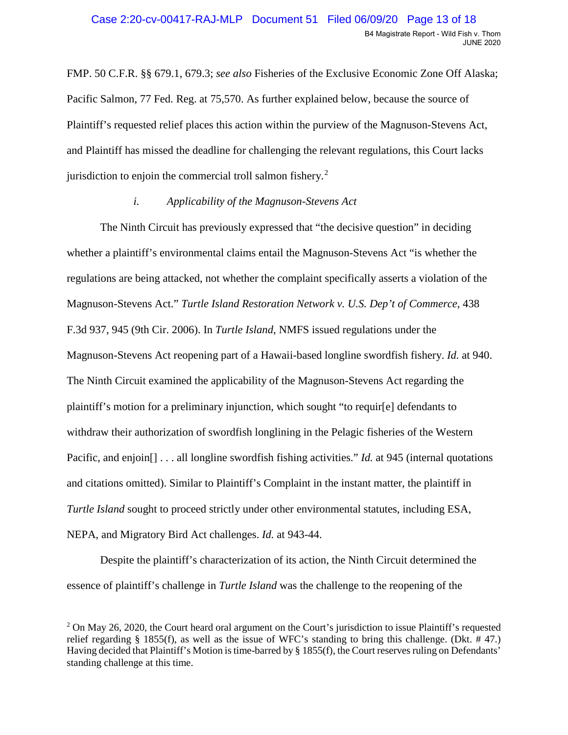FMP. 50 C.F.R. §§ 679.1, 679.3; *see also* Fisheries of the Exclusive Economic Zone Off Alaska; Pacific Salmon, 77 Fed. Reg. at 75,570. As further explained below, because the source of Plaintiff's requested relief places this action within the purview of the Magnuson-Stevens Act, and Plaintiff has missed the deadline for challenging the relevant regulations, this Court lacks jurisdiction to enjoin the commercial troll salmon fishery.[2]

*i. Applicability of the Magnuson-Stevens Act*

The Ninth Circuit has previously expressed that "the decisive question" in deciding whether a plaintiff's environmental claims entail the Magnuson-Stevens Act "is whether the regulations are being attacked, not whether the complaint specifically asserts a violation of the Magnuson-Stevens Act." *Turtle Island Restoration Network v. U.S. Dep't of Commerce*, 438 F.3d 937, 945 (9th Cir. 2006). In *Turtle Island*, NMFS issued regulations under the Magnuson-Stevens Act reopening part of a Hawaii-based longline swordfish fishery. *Id.* at 940. The Ninth Circuit examined the applicability of the Magnuson-Stevens Act regarding the plaintiff's motion for a preliminary injunction, which sought "to requir[e] defendants to withdraw their authorization of swordfish longlining in the Pelagic fisheries of the Western Pacific, and enjoin[] . . . all longline swordfish fishing activities." *Id.* at 945 (internal quotations and citations omitted). Similar to Plaintiff's Complaint in the instant matter, the plaintiff in *Turtle Island* sought to proceed strictly under other environmental statutes, including ESA, NEPA, and Migratory Bird Act challenges. *Id.* at 943-44.

Despite the plaintiff's characterization of its action, the Ninth Circuit determined the essence of plaintiff's challenge in *Turtle Island* was the challenge to the reopening of the

[2] On May 26, 2020, the Court heard oral argument on the Court's jurisdiction to issue Plaintiff's requested relief regarding § 1855(f), as well as the issue of WFC's standing to bring this challenge. (Dkt. # 47.) Having decided that Plaintiff's Motion is time-barred by § 1855(f), the Court reserves ruling on Defendants' standing challenge at this time.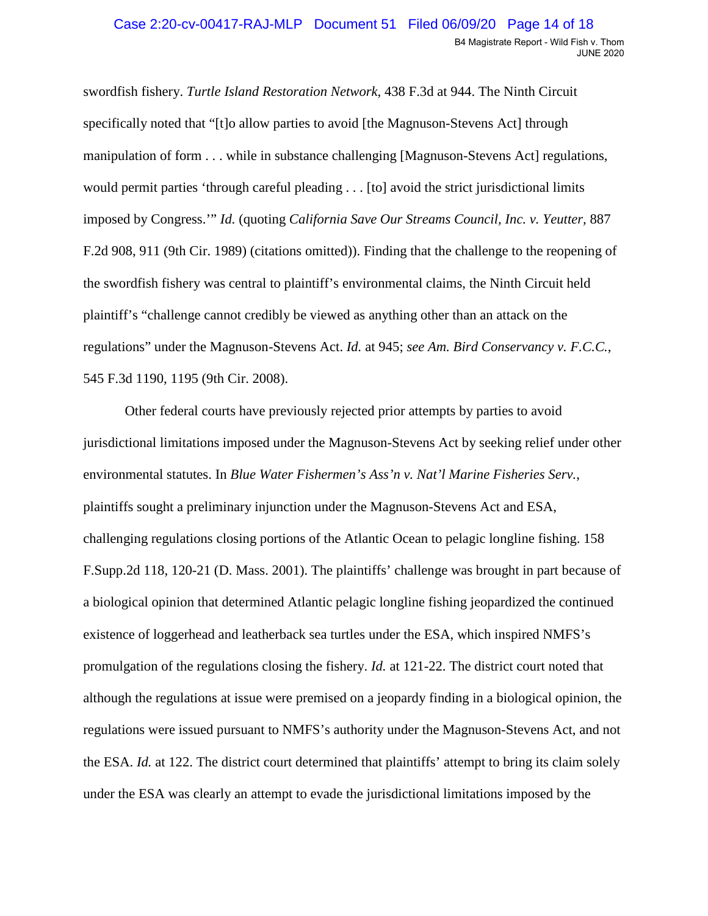swordfish fishery. *Turtle Island Restoration Network*, 438 F.3d at 944. The Ninth Circuit specifically noted that "[t]o allow parties to avoid [the Magnuson-Stevens Act] through manipulation of form . . . while in substance challenging [Magnuson-Stevens Act] regulations, would permit parties 'through careful pleading . . . [to] avoid the strict jurisdictional limits imposed by Congress.'" *Id.* (quoting *California Save Our Streams Council, Inc. v. Yeutter,* 887 F.2d 908, 911 (9th Cir. 1989) (citations omitted)). Finding that the challenge to the reopening of the swordfish fishery was central to plaintiff's environmental claims, the Ninth Circuit held plaintiff's "challenge cannot credibly be viewed as anything other than an attack on the regulations" under the Magnuson-Stevens Act. *Id.* at 945; *see Am. Bird Conservancy v. F.C.C.*, 545 F.3d 1190, 1195 (9th Cir. 2008).

Other federal courts have previously rejected prior attempts by parties to avoid jurisdictional limitations imposed under the Magnuson-Stevens Act by seeking relief under other environmental statutes. In *Blue Water Fishermen's Ass'n v. Nat'l Marine Fisheries Serv.*, plaintiffs sought a preliminary injunction under the Magnuson-Stevens Act and ESA, challenging regulations closing portions of the Atlantic Ocean to pelagic longline fishing. 158 F.Supp.2d 118, 120-21 (D. Mass. 2001). The plaintiffs' challenge was brought in part because of a biological opinion that determined Atlantic pelagic longline fishing jeopardized the continued existence of loggerhead and leatherback sea turtles under the ESA, which inspired NMFS's promulgation of the regulations closing the fishery. *Id.* at 121-22. The district court noted that although the regulations at issue were premised on a jeopardy finding in a biological opinion, the regulations were issued pursuant to NMFS's authority under the Magnuson-Stevens Act, and not the ESA. *Id.* at 122. The district court determined that plaintiffs' attempt to bring its claim solely under the ESA was clearly an attempt to evade the jurisdictional limitations imposed by the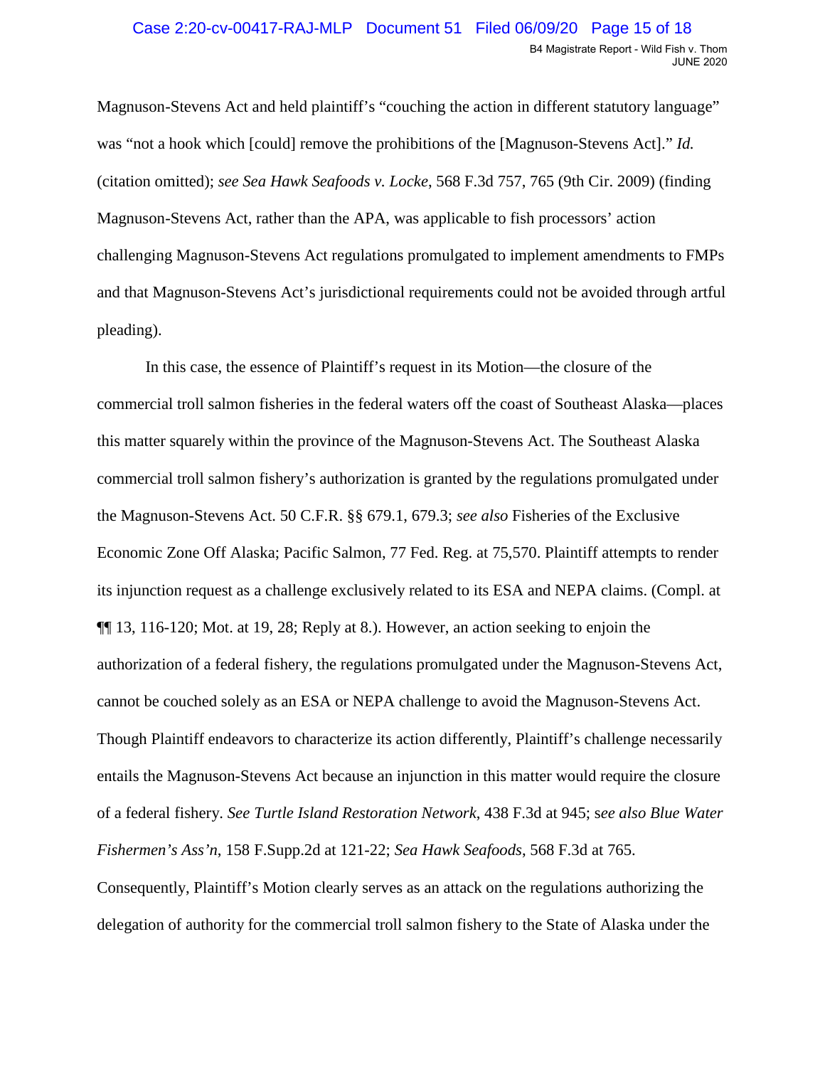Magnuson-Stevens Act and held plaintiff's "couching the action in different statutory language" was "not a hook which [could] remove the prohibitions of the [Magnuson-Stevens Act]." *Id.* (citation omitted); *see Sea Hawk Seafoods v. Locke*, 568 F.3d 757, 765 (9th Cir. 2009) (finding Magnuson-Stevens Act, rather than the APA, was applicable to fish processors' action challenging Magnuson-Stevens Act regulations promulgated to implement amendments to FMPs and that Magnuson-Stevens Act's jurisdictional requirements could not be avoided through artful pleading).

In this case, the essence of Plaintiff's request in its Motion—the closure of the commercial troll salmon fisheries in the federal waters off the coast of Southeast Alaska—places this matter squarely within the province of the Magnuson-Stevens Act. The Southeast Alaska commercial troll salmon fishery's authorization is granted by the regulations promulgated under the Magnuson-Stevens Act. 50 C.F.R. §§ 679.1, 679.3; *see also* Fisheries of the Exclusive Economic Zone Off Alaska; Pacific Salmon, 77 Fed. Reg. at 75,570. Plaintiff attempts to render its injunction request as a challenge exclusively related to its ESA and NEPA claims. (Compl. at ¶¶ 13, 116-120; Mot. at 19, 28; Reply at 8.). However, an action seeking to enjoin the authorization of a federal fishery, the regulations promulgated under the Magnuson-Stevens Act, cannot be couched solely as an ESA or NEPA challenge to avoid the Magnuson-Stevens Act. Though Plaintiff endeavors to characterize its action differently, Plaintiff's challenge necessarily entails the Magnuson-Stevens Act because an injunction in this matter would require the closure of a federal fishery. *See Turtle Island Restoration Network*, 438 F.3d at 945; s*ee also Blue Water Fishermen's Ass'n*, 158 F.Supp.2d at 121-22; *Sea Hawk Seafoods*, 568 F.3d at 765. Consequently, Plaintiff's Motion clearly serves as an attack on the regulations authorizing the delegation of authority for the commercial troll salmon fishery to the State of Alaska under the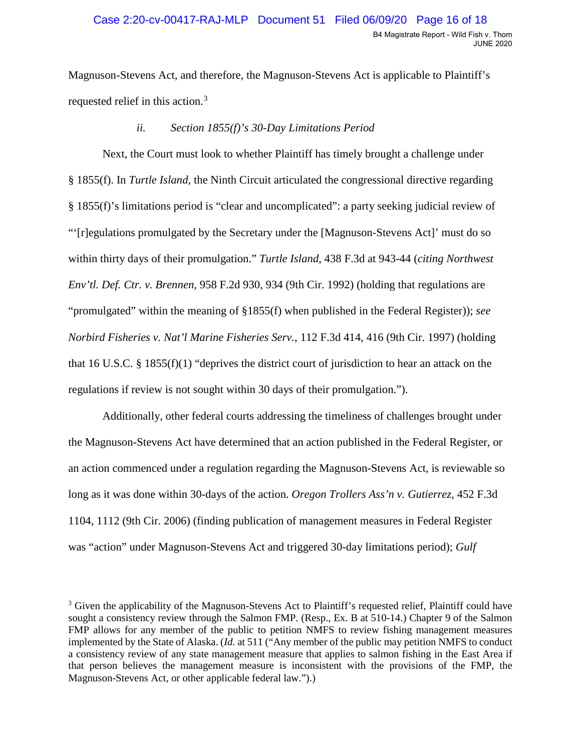Magnuson-Stevens Act, and therefore, the Magnuson-Stevens Act is applicable to Plaintiff's requested relief in this action.[3]

*ii. Section 1855(f)'s 30-Day Limitations Period*

Next, the Court must look to whether Plaintiff has timely brought a challenge under § 1855(f). In *Turtle Island*, the Ninth Circuit articulated the congressional directive regarding § 1855(f)'s limitations period is "clear and uncomplicated": a party seeking judicial review of "'[r]egulations promulgated by the Secretary under the [Magnuson-Stevens Act]' must do so within thirty days of their promulgation." *Turtle Island*, 438 F.3d at 943-44 (*citing Northwest Env'tl. Def. Ctr. v. Brennen*, 958 F.2d 930, 934 (9th Cir. 1992) (holding that regulations are "promulgated" within the meaning of §1855(f) when published in the Federal Register)); *see Norbird Fisheries v. Nat'l Marine Fisheries Serv.*, 112 F.3d 414, 416 (9th Cir. 1997) (holding that 16 U.S.C. § 1855(f)(1) "deprives the district court of jurisdiction to hear an attack on the regulations if review is not sought within 30 days of their promulgation.").

Additionally, other federal courts addressing the timeliness of challenges brought under the Magnuson-Stevens Act have determined that an action published in the Federal Register, or an action commenced under a regulation regarding the Magnuson-Stevens Act, is reviewable so long as it was done within 30-days of the action. *Oregon Trollers Ass'n v. Gutierrez*, 452 F.3d 1104, 1112 (9th Cir. 2006) (finding publication of management measures in Federal Register was "action" under Magnuson-Stevens Act and triggered 30-day limitations period); *Gulf*

[3] Given the applicability of the Magnuson-Stevens Act to Plaintiff's requested relief, Plaintiff could have sought a consistency review through the Salmon FMP. (Resp., Ex. B at 510-14.) Chapter 9 of the Salmon FMP allows for any member of the public to petition NMFS to review fishing management measures implemented by the State of Alaska. (*Id.* at 511 ("Any member of the public may petition NMFS to conduct a consistency review of any state management measure that applies to salmon fishing in the East Area if that person believes the management measure is inconsistent with the provisions of the FMP, the Magnuson-Stevens Act, or other applicable federal law.").)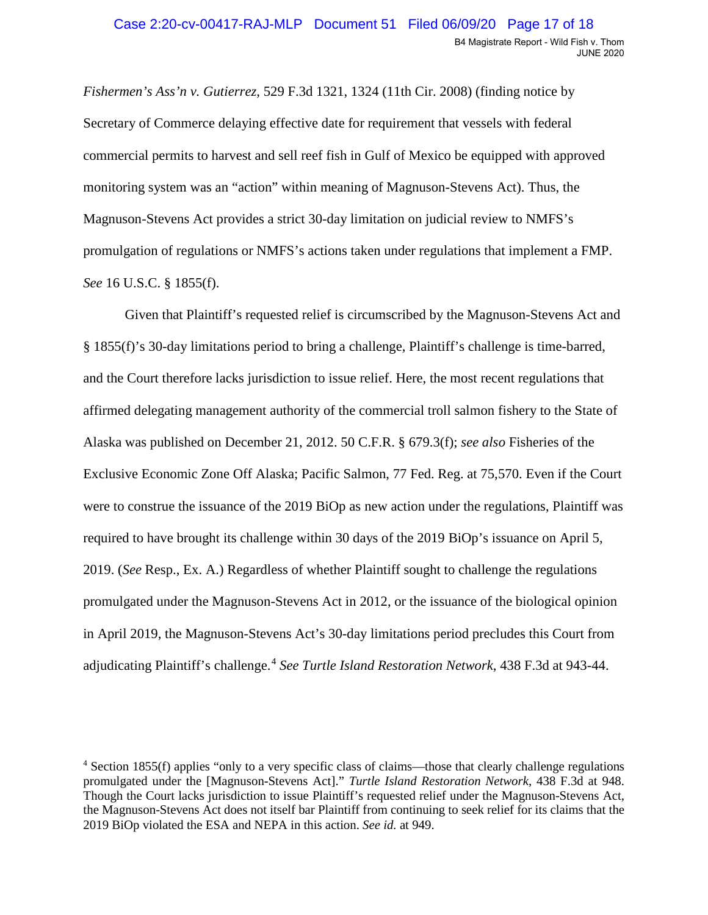*Fishermen's Ass'n v. Gutierrez*, 529 F.3d 1321, 1324 (11th Cir. 2008) (finding notice by Secretary of Commerce delaying effective date for requirement that vessels with federal commercial permits to harvest and sell reef fish in Gulf of Mexico be equipped with approved monitoring system was an "action" within meaning of Magnuson-Stevens Act). Thus, the Magnuson-Stevens Act provides a strict 30-day limitation on judicial review to NMFS's promulgation of regulations or NMFS's actions taken under regulations that implement a FMP. *See* 16 U.S.C. § 1855(f).

Given that Plaintiff's requested relief is circumscribed by the Magnuson-Stevens Act and § 1855(f)'s 30-day limitations period to bring a challenge, Plaintiff's challenge is time-barred, and the Court therefore lacks jurisdiction to issue relief. Here, the most recent regulations that affirmed delegating management authority of the commercial troll salmon fishery to the State of Alaska was published on December 21, 2012. 50 C.F.R. § 679.3(f); *see also* Fisheries of the Exclusive Economic Zone Off Alaska; Pacific Salmon, 77 Fed. Reg. at 75,570. Even if the Court were to construe the issuance of the 2019 BiOp as new action under the regulations, Plaintiff was required to have brought its challenge within 30 days of the 2019 BiOp's issuance on April 5, 2019. (*See* Resp., Ex. A.) Regardless of whether Plaintiff sought to challenge the regulations promulgated under the Magnuson-Stevens Act in 2012, or the issuance of the biological opinion in April 2019, the Magnuson-Stevens Act's 30-day limitations period precludes this Court from adjudicating Plaintiff's challenge.[4] *See Turtle Island Restoration Network*, 438 F.3d at 943-44.

[4] Section 1855(f) applies "only to a very specific class of claims—those that clearly challenge regulations promulgated under the [Magnuson-Stevens Act]." *Turtle Island Restoration Network*, 438 F.3d at 948. Though the Court lacks jurisdiction to issue Plaintiff's requested relief under the Magnuson-Stevens Act, the Magnuson-Stevens Act does not itself bar Plaintiff from continuing to seek relief for its claims that the 2019 BiOp violated the ESA and NEPA in this action. *See id.* at 949.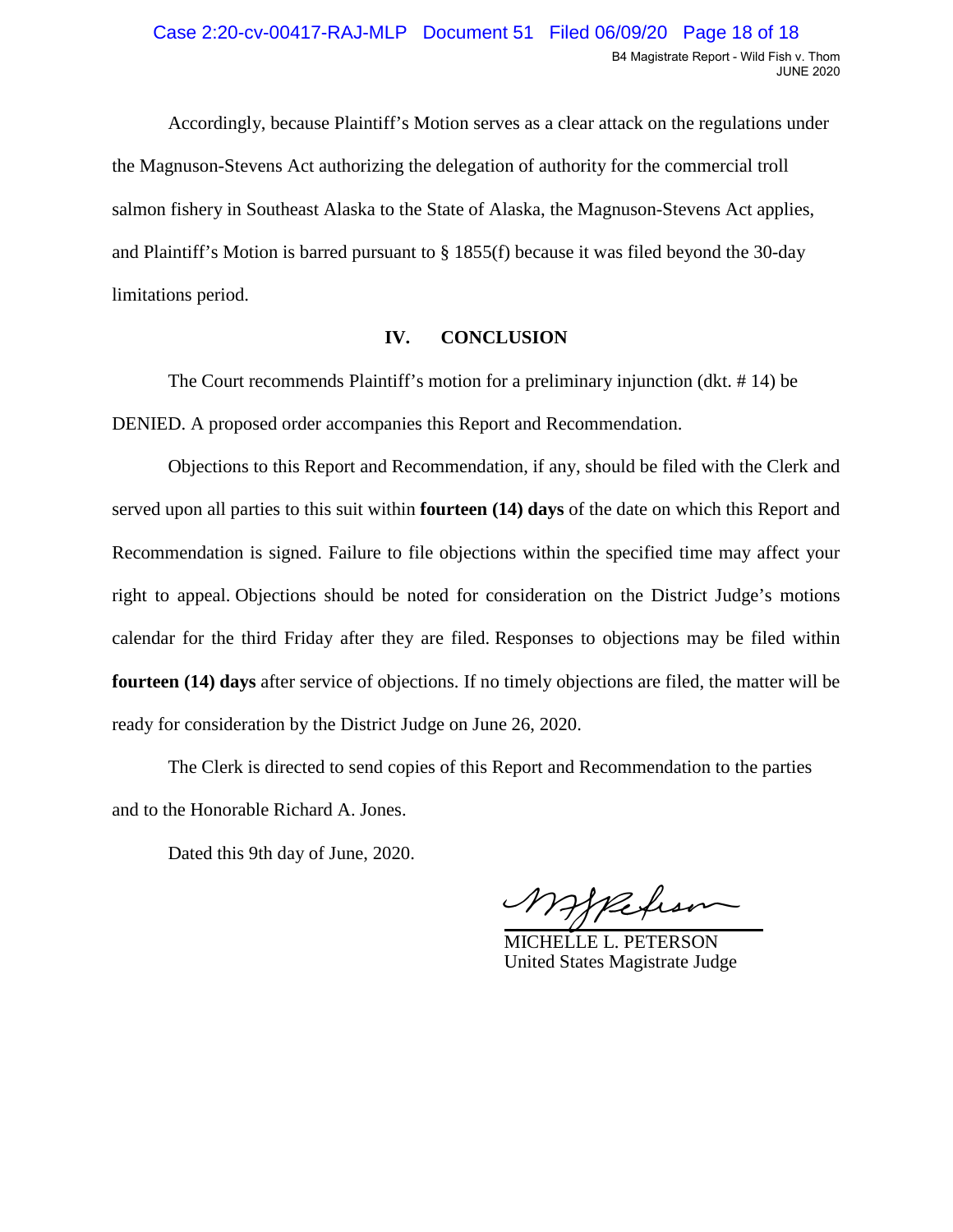Accordingly, because Plaintiff's Motion serves as a clear attack on the regulations under the Magnuson-Stevens Act authorizing the delegation of authority for the commercial troll salmon fishery in Southeast Alaska to the State of Alaska, the Magnuson-Stevens Act applies, and Plaintiff's Motion is barred pursuant to § 1855(f) because it was filed beyond the 30-day limitations period.

## IV. CONCLUSION

The Court recommends Plaintiff's motion for a preliminary injunction (dkt. # 14) be DENIED. A proposed order accompanies this Report and Recommendation.

Objections to this Report and Recommendation, if any, should be filed with the Clerk and served upon all parties to this suit within **fourteen (14) days** of the date on which this Report and Recommendation is signed. Failure to file objections within the specified time may affect your right to appeal. Objections should be noted for consideration on the District Judge's motions calendar for the third Friday after they are filed. Responses to objections may be filed within **fourteen (14) days** after service of objections. If no timely objections are filed, the matter will be ready for consideration by the District Judge on June 26, 2020.

The Clerk is directed to send copies of this Report and Recommendation to the parties and to the Honorable Richard A. Jones.

Dated this 9th day of June, 2020.

MICHELLE L. PETERSON
United States Magistrate Judge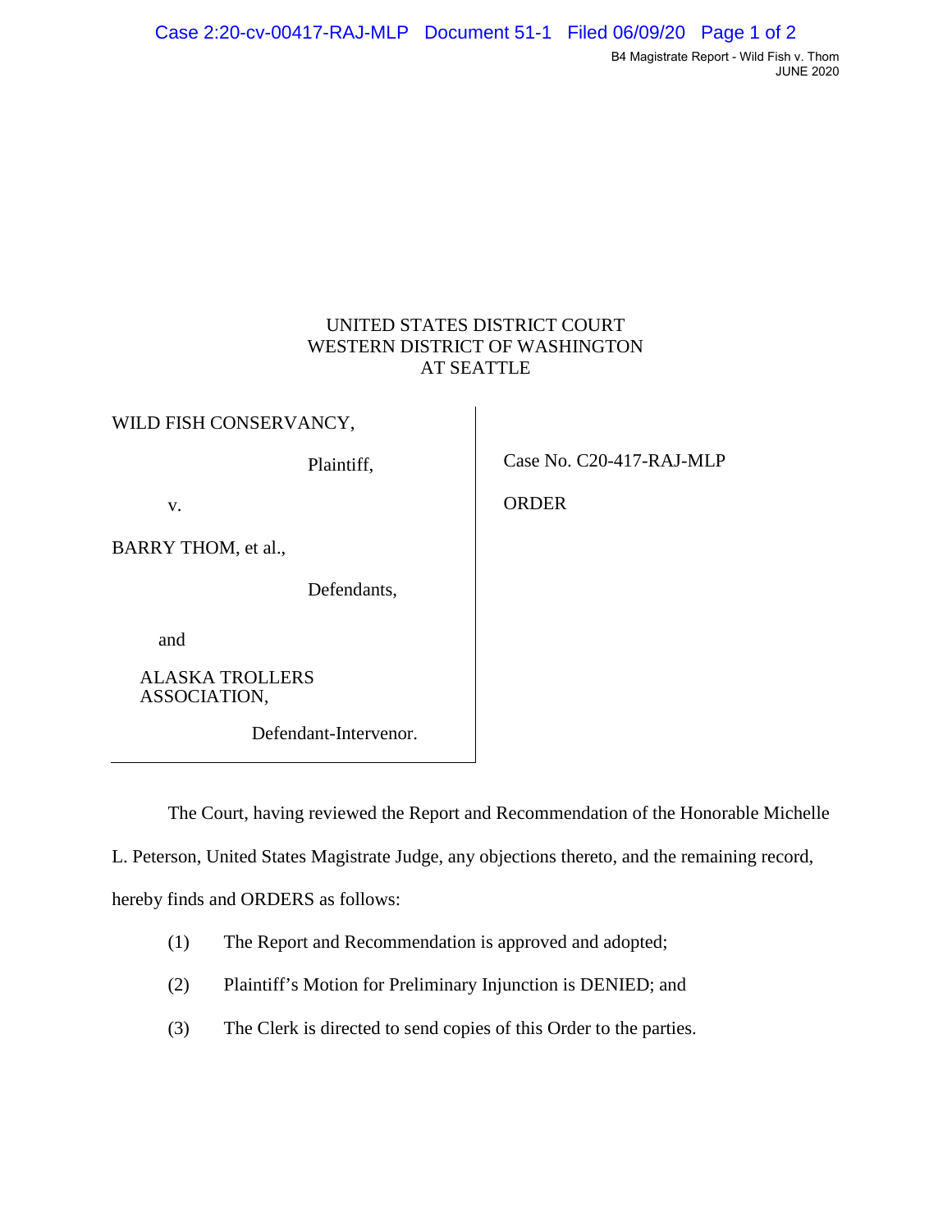UNITED STATES DISTRICT COURT
WESTERN DISTRICT OF WASHINGTON
AT SEATTLE

WILD FISH CONSERVANCY,

Plaintiff,

v.

BARRY THOM, et al.,

Defendants,

and

ALASKA TROLLERS ASSOCIATION,

Defendant-Intervenor.

Case No. C20-417-RAJ-MLP

ORDER

The Court, having reviewed the Report and Recommendation of the Honorable Michelle L. Peterson, United States Magistrate Judge, any objections thereto, and the remaining record, hereby finds and ORDERS as follows:

(1) The Report and Recommendation is approved and adopted;

(2) Plaintiff's Motion for Preliminary Injunction is DENIED; and

(3) The Clerk is directed to send copies of this Order to the parties.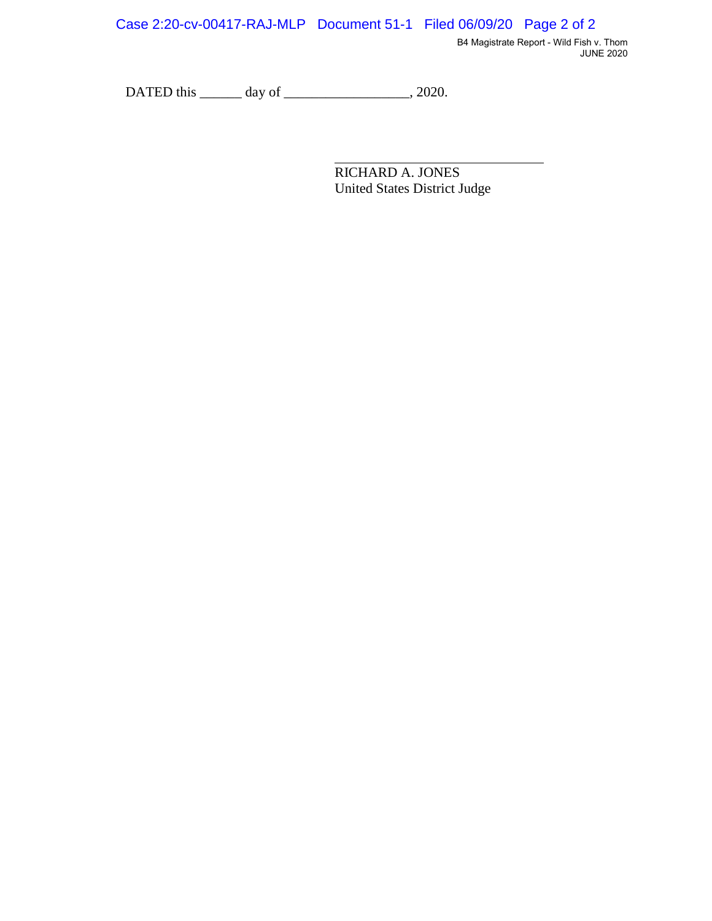DATED this ______ day of __________________, 2020.

RICHARD A. JONES
United States District Judge